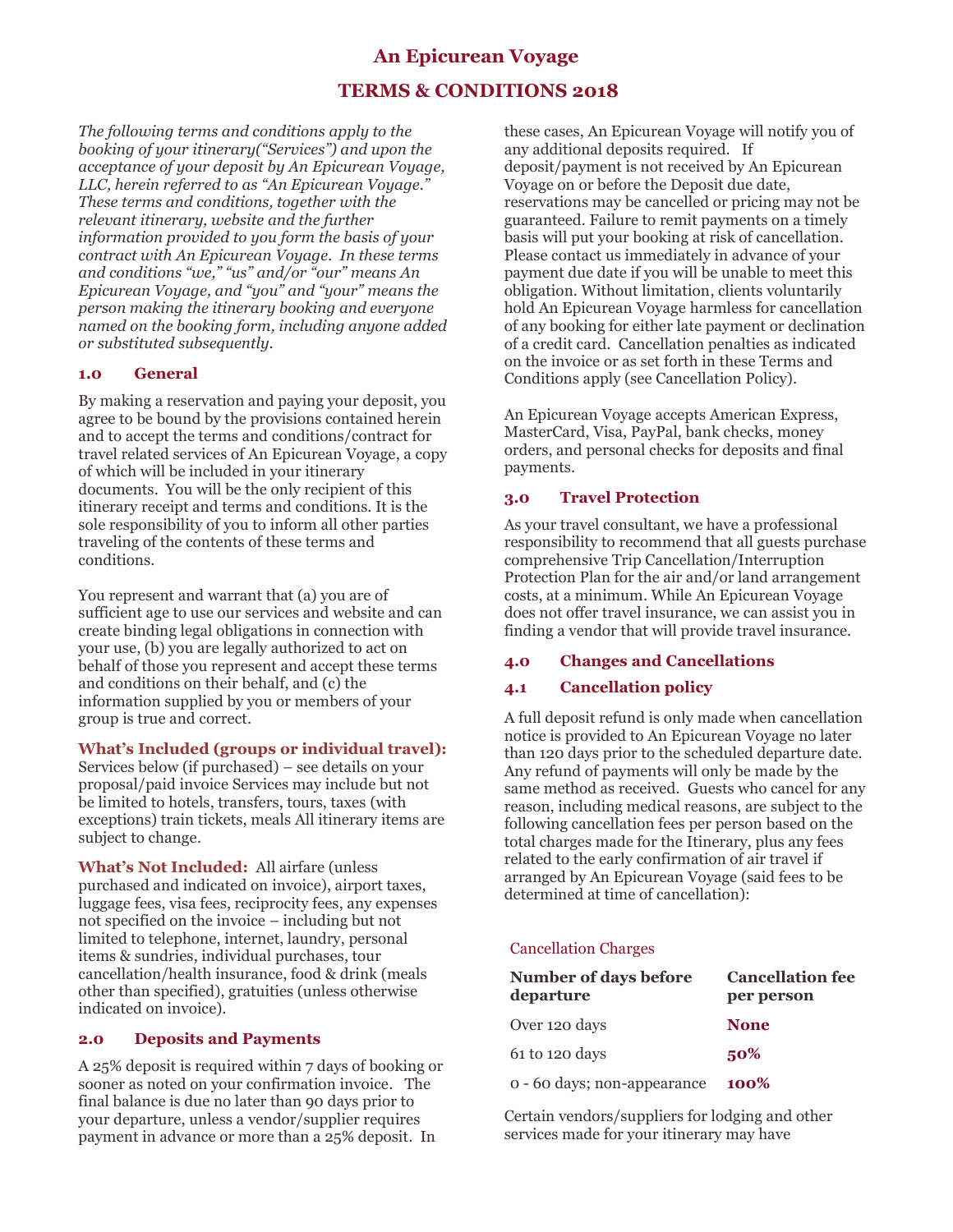# An Epicurean Voyage

# TERMS & CONDITIONS 2018

*The following terms and conditions apply to the booking of your itinerary("Services") and upon the acceptance of your deposit by An Epicurean Voyage, LLC, herein referred to as "An Epicurean Voyage." These terms and conditions, together with the relevant itinerary, website and the further information provided to you form the basis of your contract with An Epicurean Voyage. In these terms and conditions "we," "us" and/or "our" means An Epicurean Voyage, and "you" and "your" means the person making the itinerary booking and everyone named on the booking form, including anyone added or substituted subsequently.*

## 1.0 General

By making a reservation and paying your deposit, you agree to be bound by the provisions contained herein and to accept the terms and conditions/contract for travel related services of An Epicurean Voyage, a copy of which will be included in your itinerary documents. You will be the only recipient of this itinerary receipt and terms and conditions. It is the sole responsibility of you to inform all other parties traveling of the contents of these terms and conditions.

You represent and warrant that (a) you are of sufficient age to use our services and website and can create binding legal obligations in connection with your use, (b) you are legally authorized to act on behalf of those you represent and accept these terms and conditions on their behalf, and (c) the information supplied by you or members of your group is true and correct.

**What's Included (groups or individual travel):** Services below (if purchased) – see details on your proposal/paid invoice Services may include but not be limited to hotels, transfers, tours, taxes (with exceptions) train tickets, meals All itinerary items are subject to change.

**What's Not Included:** All airfare (unless purchased and indicated on invoice), airport taxes, luggage fees, visa fees, reciprocity fees, any expenses not specified on the invoice – including but not limited to telephone, internet, laundry, personal items & sundries, individual purchases, tour cancellation/health insurance, food & drink (meals other than specified), gratuities (unless otherwise indicated on invoice).

## 2.0 Deposits and Payments

A 25% deposit is required within 7 days of booking or sooner as noted on your confirmation invoice. The final balance is due no later than 90 days prior to your departure, unless a vendor/supplier requires payment in advance or more than a 25% deposit. In these cases, An Epicurean Voyage will notify you of any additional deposits required. If deposit/payment is not received by An Epicurean Voyage on or before the Deposit due date, reservations may be cancelled or pricing may not be guaranteed. Failure to remit payments on a timely basis will put your booking at risk of cancellation. Please contact us immediately in advance of your payment due date if you will be unable to meet this obligation. Without limitation, clients voluntarily hold An Epicurean Voyage harmless for cancellation of any booking for either late payment or declination of a credit card. Cancellation penalties as indicated on the invoice or as set forth in these Terms and Conditions apply (see Cancellation Policy).

An Epicurean Voyage accepts American Express, MasterCard, Visa, PayPal, bank checks, money orders, and personal checks for deposits and final payments.

## 3.0 Travel Protection

As your travel consultant, we have a professional responsibility to recommend that all guests purchase comprehensive Trip Cancellation/Interruption Protection Plan for the air and/or land arrangement costs, at a minimum. While An Epicurean Voyage does not offer travel insurance, we can assist you in finding a vendor that will provide travel insurance.

## 4.0 Changes and Cancellations

## 4.1 Cancellation policy

A full deposit refund is only made when cancellation notice is provided to An Epicurean Voyage no later than 120 days prior to the scheduled departure date. Any refund of payments will only be made by the same method as received. Guests who cancel for any reason, including medical reasons, are subject to the following cancellation fees per person based on the total charges made for the Itinerary, plus any fees related to the early confirmation of air travel if arranged by An Epicurean Voyage (said fees to be determined at time of cancellation):

Cancellation Charges

| Number of days before departure | Cancellation fee per person |
|---|---|
| Over 120 days | **None** |
| 61 to 120 days | **50%** |
| 0 - 60 days; non-appearance | **100%** |

Certain vendors/suppliers for lodging and other services made for your itinerary may have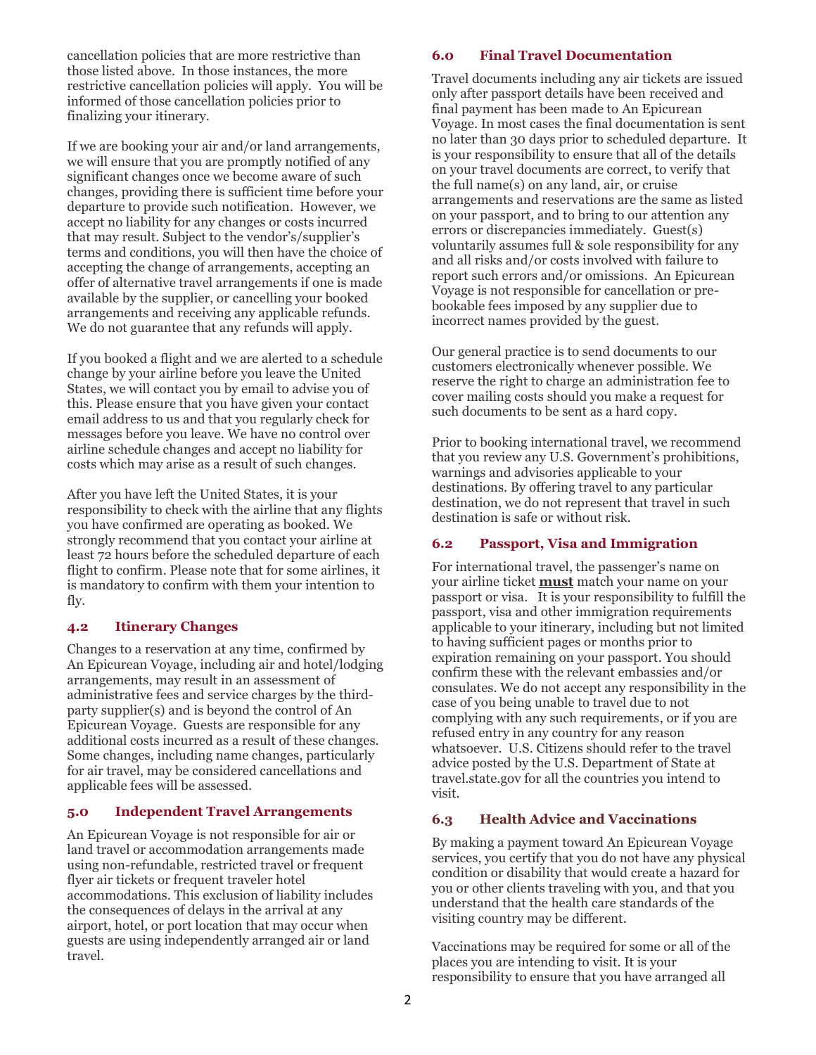cancellation policies that are more restrictive than those listed above. In those instances, the more restrictive cancellation policies will apply. You will be informed of those cancellation policies prior to finalizing your itinerary.

If we are booking your air and/or land arrangements, we will ensure that you are promptly notified of any significant changes once we become aware of such changes, providing there is sufficient time before your departure to provide such notification. However, we accept no liability for any changes or costs incurred that may result. Subject to the vendor's/supplier's terms and conditions, you will then have the choice of accepting the change of arrangements, accepting an offer of alternative travel arrangements if one is made available by the supplier, or cancelling your booked arrangements and receiving any applicable refunds. We do not guarantee that any refunds will apply.

If you booked a flight and we are alerted to a schedule change by your airline before you leave the United States, we will contact you by email to advise you of this. Please ensure that you have given your contact email address to us and that you regularly check for messages before you leave. We have no control over airline schedule changes and accept no liability for costs which may arise as a result of such changes.

After you have left the United States, it is your responsibility to check with the airline that any flights you have confirmed are operating as booked. We strongly recommend that you contact your airline at least 72 hours before the scheduled departure of each flight to confirm. Please note that for some airlines, it is mandatory to confirm with them your intention to fly.

### 4.2 Itinerary Changes

Changes to a reservation at any time, confirmed by An Epicurean Voyage, including air and hotel/lodging arrangements, may result in an assessment of administrative fees and service charges by the third-party supplier(s) and is beyond the control of An Epicurean Voyage. Guests are responsible for any additional costs incurred as a result of these changes. Some changes, including name changes, particularly for air travel, may be considered cancellations and applicable fees will be assessed.

## 5.0 Independent Travel Arrangements

An Epicurean Voyage is not responsible for air or land travel or accommodation arrangements made using non-refundable, restricted travel or frequent flyer air tickets or frequent traveler hotel accommodations. This exclusion of liability includes the consequences of delays in the arrival at any airport, hotel, or port location that may occur when guests are using independently arranged air or land travel.

## 6.0 Final Travel Documentation

Travel documents including any air tickets are issued only after passport details have been received and final payment has been made to An Epicurean Voyage. In most cases the final documentation is sent no later than 30 days prior to scheduled departure. It is your responsibility to ensure that all of the details on your travel documents are correct, to verify that the full name(s) on any land, air, or cruise arrangements and reservations are the same as listed on your passport, and to bring to our attention any errors or discrepancies immediately. Guest(s) voluntarily assumes full & sole responsibility for any and all risks and/or costs involved with failure to report such errors and/or omissions. An Epicurean Voyage is not responsible for cancellation or pre-bookable fees imposed by any supplier due to incorrect names provided by the guest.

Our general practice is to send documents to our customers electronically whenever possible. We reserve the right to charge an administration fee to cover mailing costs should you make a request for such documents to be sent as a hard copy.

Prior to booking international travel, we recommend that you review any U.S. Government's prohibitions, warnings and advisories applicable to your destinations. By offering travel to any particular destination, we do not represent that travel in such destination is safe or without risk.

### 6.2 Passport, Visa and Immigration

For international travel, the passenger's name on your airline ticket **must** match your name on your passport or visa. It is your responsibility to fulfill the passport, visa and other immigration requirements applicable to your itinerary, including but not limited to having sufficient pages or months prior to expiration remaining on your passport. You should confirm these with the relevant embassies and/or consulates. We do not accept any responsibility in the case of you being unable to travel due to not complying with any such requirements, or if you are refused entry in any country for any reason whatsoever. U.S. Citizens should refer to the travel advice posted by the U.S. Department of State at travel.state.gov for all the countries you intend to visit.

### 6.3 Health Advice and Vaccinations

By making a payment toward An Epicurean Voyage services, you certify that you do not have any physical condition or disability that would create a hazard for you or other clients traveling with you, and that you understand that the health care standards of the visiting country may be different.

Vaccinations may be required for some or all of the places you are intending to visit. It is your responsibility to ensure that you have arranged all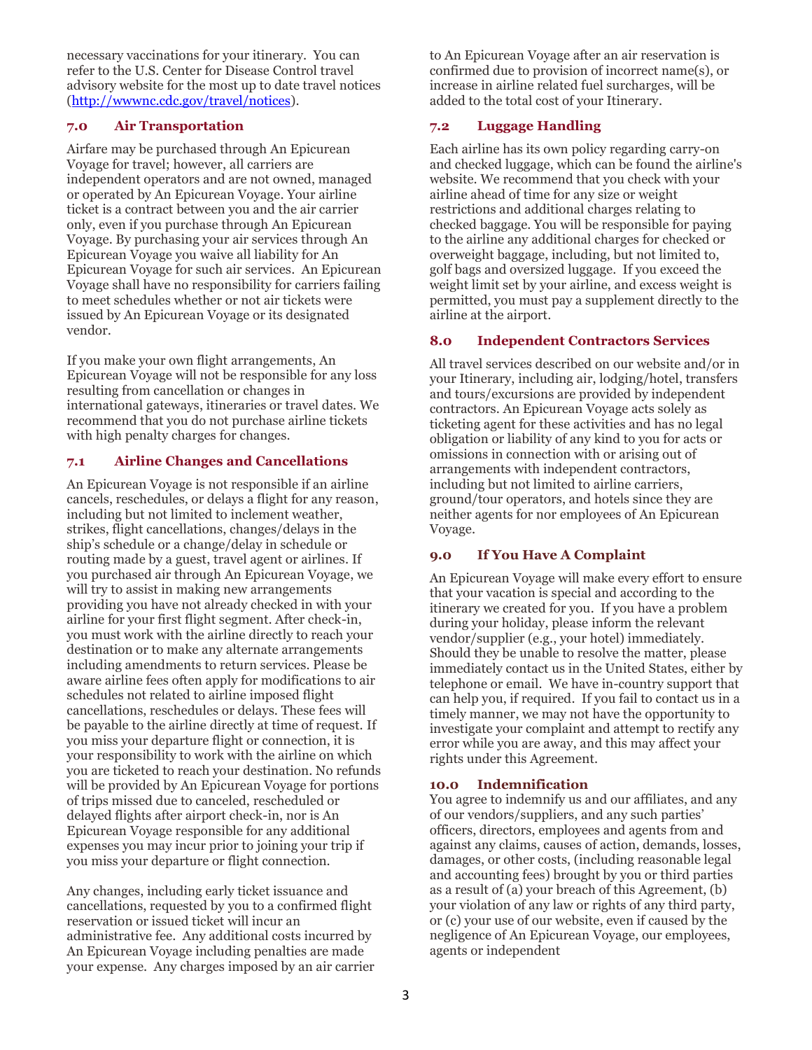necessary vaccinations for your itinerary. You can refer to the U.S. Center for Disease Control travel advisory website for the most up to date travel notices ([http://wwwnc.cdc.gov/travel/notices](http://wwwnc.cdc.gov/travel/notices)).

### 7.0 Air Transportation

Airfare may be purchased through An Epicurean Voyage for travel; however, all carriers are independent operators and are not owned, managed or operated by An Epicurean Voyage. Your airline ticket is a contract between you and the air carrier only, even if you purchase through An Epicurean Voyage. By purchasing your air services through An Epicurean Voyage you waive all liability for An Epicurean Voyage for such air services. An Epicurean Voyage shall have no responsibility for carriers failing to meet schedules whether or not air tickets were issued by An Epicurean Voyage or its designated vendor.

If you make your own flight arrangements, An Epicurean Voyage will not be responsible for any loss resulting from cancellation or changes in international gateways, itineraries or travel dates. We recommend that you do not purchase airline tickets with high penalty charges for changes.

### 7.1 Airline Changes and Cancellations

An Epicurean Voyage is not responsible if an airline cancels, reschedules, or delays a flight for any reason, including but not limited to inclement weather, strikes, flight cancellations, changes/delays in the ship's schedule or a change/delay in schedule or routing made by a guest, travel agent or airlines. If you purchased air through An Epicurean Voyage, we will try to assist in making new arrangements providing you have not already checked in with your airline for your first flight segment. After check-in, you must work with the airline directly to reach your destination or to make any alternate arrangements including amendments to return services. Please be aware airline fees often apply for modifications to air schedules not related to airline imposed flight cancellations, reschedules or delays. These fees will be payable to the airline directly at time of request. If you miss your departure flight or connection, it is your responsibility to work with the airline on which you are ticketed to reach your destination. No refunds will be provided by An Epicurean Voyage for portions of trips missed due to canceled, rescheduled or delayed flights after airport check-in, nor is An Epicurean Voyage responsible for any additional expenses you may incur prior to joining your trip if you miss your departure or flight connection.

Any changes, including early ticket issuance and cancellations, requested by you to a confirmed flight reservation or issued ticket will incur an administrative fee. Any additional costs incurred by An Epicurean Voyage including penalties are made your expense. Any charges imposed by an air carrier to An Epicurean Voyage after an air reservation is confirmed due to provision of incorrect name(s), or increase in airline related fuel surcharges, will be added to the total cost of your Itinerary.

### 7.2 Luggage Handling

Each airline has its own policy regarding carry-on and checked luggage, which can be found the airline's website. We recommend that you check with your airline ahead of time for any size or weight restrictions and additional charges relating to checked baggage. You will be responsible for paying to the airline any additional charges for checked or overweight baggage, including, but not limited to, golf bags and oversized luggage. If you exceed the weight limit set by your airline, and excess weight is permitted, you must pay a supplement directly to the airline at the airport.

### 8.0 Independent Contractors Services

All travel services described on our website and/or in your Itinerary, including air, lodging/hotel, transfers and tours/excursions are provided by independent contractors. An Epicurean Voyage acts solely as ticketing agent for these activities and has no legal obligation or liability of any kind to you for acts or omissions in connection with or arising out of arrangements with independent contractors, including but not limited to airline carriers, ground/tour operators, and hotels since they are neither agents for nor employees of An Epicurean Voyage.

### 9.0 If You Have A Complaint

An Epicurean Voyage will make every effort to ensure that your vacation is special and according to the itinerary we created for you. If you have a problem during your holiday, please inform the relevant vendor/supplier (e.g., your hotel) immediately. Should they be unable to resolve the matter, please immediately contact us in the United States, either by telephone or email. We have in-country support that can help you, if required. If you fail to contact us in a timely manner, we may not have the opportunity to investigate your complaint and attempt to rectify any error while you are away, and this may affect your rights under this Agreement.

### 10.0 Indemnification

You agree to indemnify us and our affiliates, and any of our vendors/suppliers, and any such parties' officers, directors, employees and agents from and against any claims, causes of action, demands, losses, damages, or other costs, (including reasonable legal and accounting fees) brought by you or third parties as a result of (a) your breach of this Agreement, (b) your violation of any law or rights of any third party, or (c) your use of our website, even if caused by the negligence of An Epicurean Voyage, our employees, agents or independent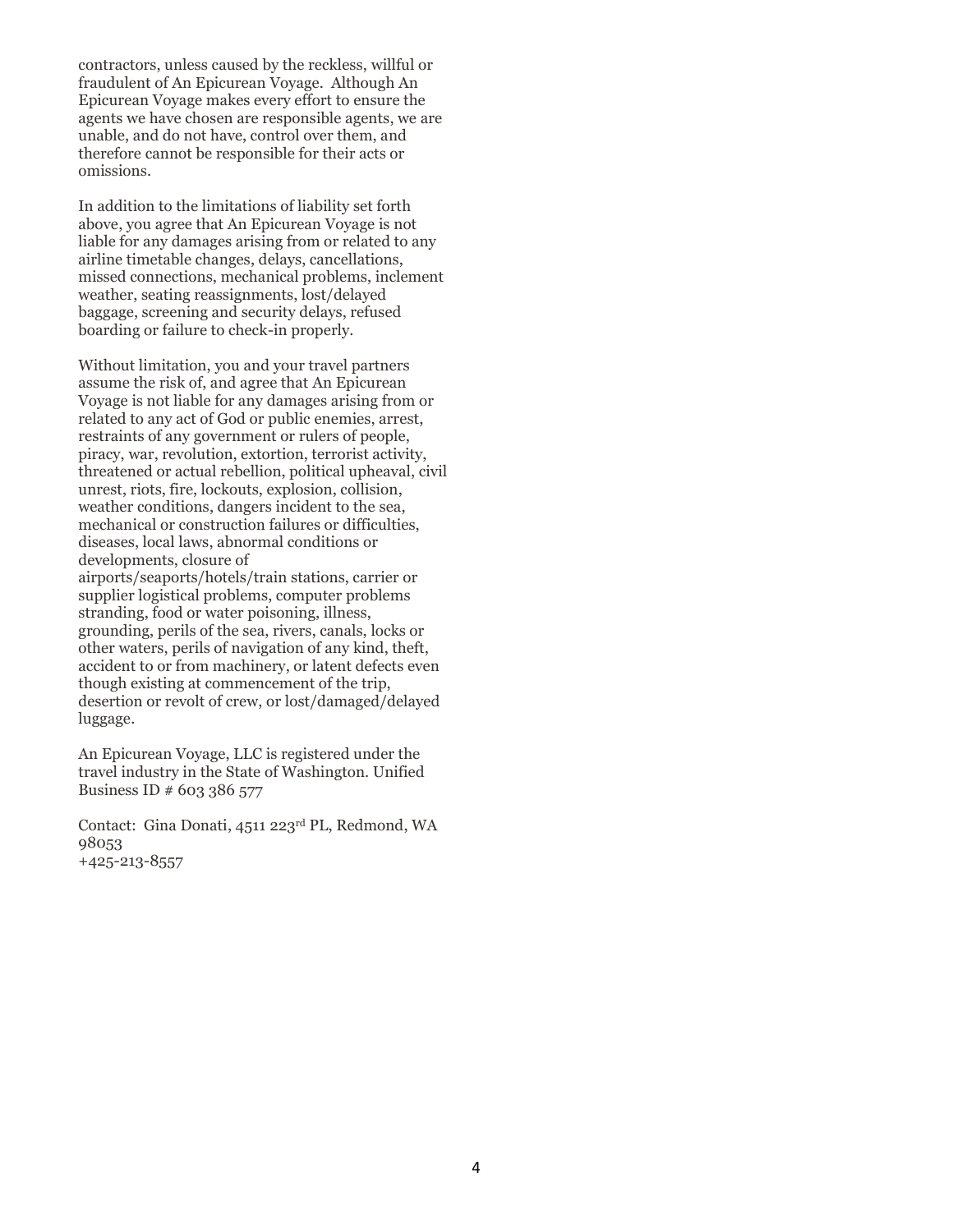contractors, unless caused by the reckless, willful or fraudulent of An Epicurean Voyage. Although An Epicurean Voyage makes every effort to ensure the agents we have chosen are responsible agents, we are unable, and do not have, control over them, and therefore cannot be responsible for their acts or omissions.

In addition to the limitations of liability set forth above, you agree that An Epicurean Voyage is not liable for any damages arising from or related to any airline timetable changes, delays, cancellations, missed connections, mechanical problems, inclement weather, seating reassignments, lost/delayed baggage, screening and security delays, refused boarding or failure to check-in properly.

Without limitation, you and your travel partners assume the risk of, and agree that An Epicurean Voyage is not liable for any damages arising from or related to any act of God or public enemies, arrest, restraints of any government or rulers of people, piracy, war, revolution, extortion, terrorist activity, threatened or actual rebellion, political upheaval, civil unrest, riots, fire, lockouts, explosion, collision, weather conditions, dangers incident to the sea, mechanical or construction failures or difficulties, diseases, local laws, abnormal conditions or developments, closure of airports/seaports/hotels/train stations, carrier or supplier logistical problems, computer problems stranding, food or water poisoning, illness, grounding, perils of the sea, rivers, canals, locks or other waters, perils of navigation of any kind, theft, accident to or from machinery, or latent defects even though existing at commencement of the trip, desertion or revolt of crew, or lost/damaged/delayed luggage.

An Epicurean Voyage, LLC is registered under the travel industry in the State of Washington. Unified Business ID # 603 386 577

Contact: Gina Donati, 4511 223rd PL, Redmond, WA 98053
+425-213-8557